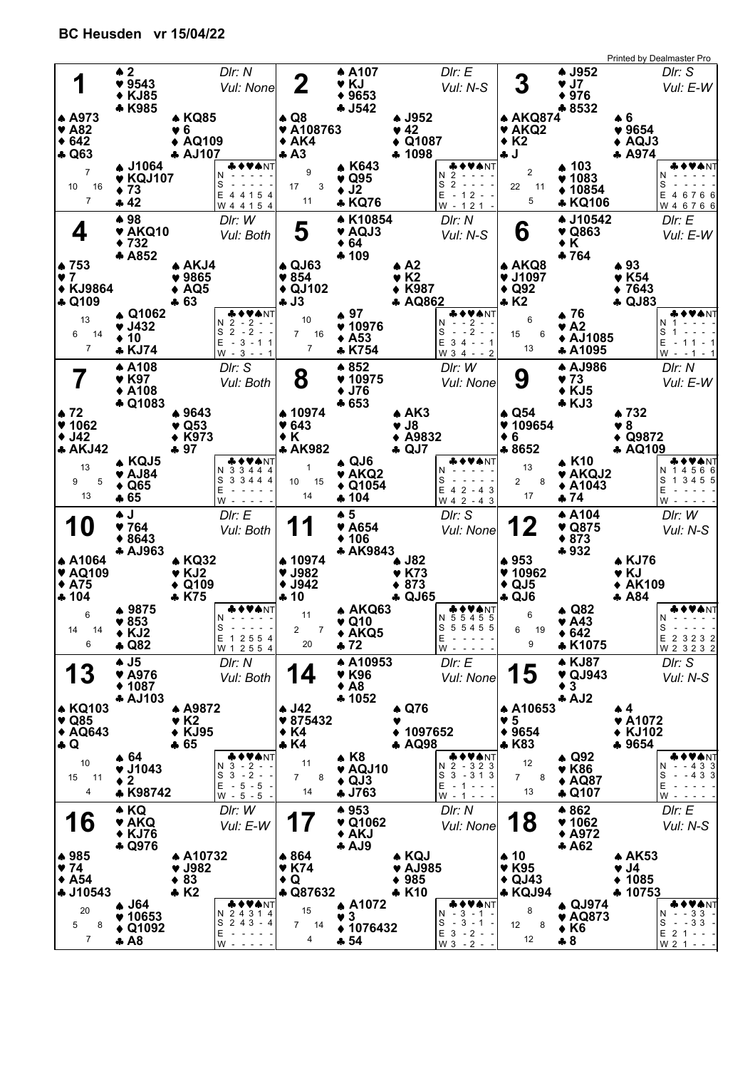# BC Heusden vr 15/04/22

Each board lists the four hands, then the high-card points (HCP) per player, then the makeable tricks above book for each declarer and denomination ("-" means no contract makes).

## Board 1

Dlr: N, Vul: None

| | ♠ | ♥ | ♦ | ♣ |
|---|---|---|---|---|
| North | 2 | 9543 | KJ85 | K985 |
| West | A973 | A82 | 642 | Q63 |
| East | KQ85 | 6 | AQ109 | AJ107 |
| South | J1064 | KQJ107 | 73 | 42 |

HCP: N 7, W 10, E 16, S 7

| | ♣ | ♦ | ♥ | ♠ | NT |
|---|---|---|---|---|---|
| N | - | - | - | - | - |
| S | - | - | - | - | - |
| E | 4 | 4 | 1 | 5 | 4 |
| W | 4 | 4 | 1 | 5 | 4 |

## Board 2

Dlr: E, Vul: N-S

| | ♠ | ♥ | ♦ | ♣ |
|---|---|---|---|---|
| North | A107 | KJ | 9653 | J542 |
| West | Q8 | A108763 | AK4 | A3 |
| East | J952 | 42 | Q1087 | 1098 |
| South | K643 | Q95 | J2 | KQ76 |

HCP: N 9, W 17, E 3, S 11

| | ♣ | ♦ | ♥ | ♠ | NT |
|---|---|---|---|---|---|
| N | 2 | - | - | - | - |
| S | 2 | - | - | - | - |
| E | - | 1 | 2 | - | - |
| W | - | 1 | 2 | 1 | - |

## Board 3

Dlr: S, Vul: E-W

| | ♠ | ♥ | ♦ | ♣ |
|---|---|---|---|---|
| North | J952 | J7 | 976 | 8532 |
| West | AKQ874 | AKQ2 | K2 | J |
| East | 6 | 9654 | AQJ3 | A974 |
| South | 103 | 1083 | 10854 | KQ106 |

HCP: N 2, W 22, E 11, S 5

| | ♣ | ♦ | ♥ | ♠ | NT |
|---|---|---|---|---|---|
| N | - | - | - | - | - |
| S | - | - | - | - | - |
| E | 4 | 6 | 7 | 6 | 6 |
| W | 4 | 6 | 7 | 6 | 6 |

## Board 4

Dlr: W, Vul: Both

| | ♠ | ♥ | ♦ | ♣ |
|---|---|---|---|---|
| North | 98 | AKQ10 | 732 | A852 |
| West | 753 | 7 | KJ9864 | Q109 |
| East | AKJ4 | 9865 | AQ5 | 63 |
| South | Q1062 | J432 | 10 | KJ74 |

HCP: N 13, W 6, E 14, S 7

| | ♣ | ♦ | ♥ | ♠ | NT |
|---|---|---|---|---|---|
| N | 2 | - | 2 | - | - |
| S | 2 | - | 2 | - | - |
| E | - | 3 | - | 1 | 1 |
| W | - | 3 | - | - | 1 |

## Board 5

Dlr: N, Vul: N-S

| | ♠ | ♥ | ♦ | ♣ |
|---|---|---|---|---|
| North | K10854 | AQJ3 | 64 | 109 |
| West | QJ63 | 854 | QJ102 | J3 |
| East | A2 | K2 | K987 | AQ862 |
| South | 97 | 10976 | A53 | K754 |

HCP: N 10, W 7, E 16, S 7

| | ♣ | ♦ | ♥ | ♠ | NT |
|---|---|---|---|---|---|
| N | - | - | 2 | - | - |
| S | - | - | 2 | - | - |
| E | 3 | 4 | - | - | 1 |
| W | 3 | 4 | - | - | 2 |

## Board 6

Dlr: E, Vul: E-W

| | ♠ | ♥ | ♦ | ♣ |
|---|---|---|---|---|
| North | J10542 | Q863 | K | 764 |
| West | AKQ8 | J1097 | Q92 | K2 |
| East | 93 | K54 | 7643 | QJ83 |
| South | 76 | A2 | AJ1085 | A1095 |

HCP: N 6, W 15, E 6, S 13

| | ♣ | ♦ | ♥ | ♠ | NT |
|---|---|---|---|---|---|
| N | 1 | - | - | - | - |
| S | 1 | - | - | - | - |
| E | - | 1 | 1 | - | 1 |
| W | - | - | 1 | - | 1 |

## Board 7

Dlr: S, Vul: Both

| | ♠ | ♥ | ♦ | ♣ |
|---|---|---|---|---|
| North | A108 | K97 | A108 | Q1083 |
| West | 72 | 1062 | J42 | AKJ42 |
| East | 9643 | Q53 | K973 | 97 |
| South | KQJ5 | AJ84 | Q65 | 65 |

HCP: N 13, W 9, E 5, S 13

| | ♣ | ♦ | ♥ | ♠ | NT |
|---|---|---|---|---|---|
| N | 3 | 3 | 4 | 4 | 4 |
| S | 3 | 3 | 4 | 4 | 4 |
| E | - | - | - | - | - |
| W | - | - | - | - | - |

## Board 8

Dlr: W, Vul: None

| | ♠ | ♥ | ♦ | ♣ |
|---|---|---|---|---|
| North | 852 | 10975 | J76 | 653 |
| West | 10974 | 643 | K | AK982 |
| East | AK3 | J8 | A9832 | QJ7 |
| South | QJ6 | AKQ2 | Q1054 | 104 |

HCP: N 1, W 10, E 15, S 14

| | ♣ | ♦ | ♥ | ♠ | NT |
|---|---|---|---|---|---|
| N | - | - | - | - | - |
| S | - | - | - | - | - |
| E | 4 | 2 | - | 4 | 3 |
| W | 4 | 2 | - | 4 | 3 |

## Board 9

Dlr: N, Vul: E-W

| | ♠ | ♥ | ♦ | ♣ |
|---|---|---|---|---|
| North | AJ986 | 73 | KJ5 | KJ3 |
| West | Q54 | 109654 | 6 | 8652 |
| East | 732 | 8 | Q9872 | AQ109 |
| South | K10 | AKQJ2 | A1043 | 74 |

HCP: N 13, W 2, E 8, S 17

| | ♣ | ♦ | ♥ | ♠ | NT |
|---|---|---|---|---|---|
| N | 1 | 4 | 5 | 6 | 6 |
| S | 1 | 3 | 4 | 5 | 5 |
| E | - | - | - | - | - |
| W | - | - | - | - | - |

## Board 10

Dlr: E, Vul: Both

| | ♠ | ♥ | ♦ | ♣ |
|---|---|---|---|---|
| North | J | 764 | 8643 | AJ963 |
| West | A1064 | AQ109 | A75 | 104 |
| East | KQ32 | KJ2 | Q109 | K75 |
| South | 9875 | 853 | KJ2 | Q82 |

HCP: N 6, W 14, E 14, S 6

| | ♣ | ♦ | ♥ | ♠ | NT |
|---|---|---|---|---|---|
| N | - | - | - | - | - |
| S | - | - | - | - | - |
| E | 1 | 2 | 5 | 5 | 4 |
| W | 1 | 2 | 5 | 5 | 4 |

## Board 11

Dlr: S, Vul: None

| | ♠ | ♥ | ♦ | ♣ |
|---|---|---|---|---|
| North | 5 | A654 | 106 | AK9843 |
| West | 10974 | J982 | J942 | 10 |
| East | J82 | K73 | 873 | QJ65 |
| South | AKQ63 | Q10 | AKQ5 | 72 |

HCP: N 11, W 2, E 7, S 20

| | ♣ | ♦ | ♥ | ♠ | NT |
|---|---|---|---|---|---|
| N | 5 | 5 | 4 | 5 | 5 |
| S | 5 | 5 | 4 | 5 | 5 |
| E | - | - | - | - | - |
| W | - | - | - | - | - |

## Board 12

Dlr: W, Vul: N-S

| | ♠ | ♥ | ♦ | ♣ |
|---|---|---|---|---|
| North | A104 | Q875 | 873 | 932 |
| West | 953 | 10962 | QJ5 | QJ6 |
| East | KJ76 | KJ | AK109 | A84 |
| South | Q82 | A43 | 642 | K1075 |

HCP: N 6, W 6, E 19, S 9

| | ♣ | ♦ | ♥ | ♠ | NT |
|---|---|---|---|---|---|
| N | - | - | - | - | - |
| S | - | - | - | - | - |
| E | 2 | 3 | 2 | 3 | 2 |
| W | 2 | 3 | 2 | 3 | 2 |

## Board 13

Dlr: N, Vul: Both

| | ♠ | ♥ | ♦ | ♣ |
|---|---|---|---|---|
| North | J5 | A976 | 1087 | AJ103 |
| West | KQ103 | Q85 | AQ643 | Q |
| East | A9872 | K2 | KJ95 | 65 |
| South | 64 | J1043 | 2 | K98742 |

HCP: N 10, W 15, E 11, S 4

| | ♣ | ♦ | ♥ | ♠ | NT |
|---|---|---|---|---|---|
| N | 3 | - | 2 | - | - |
| S | 3 | - | 2 | - | - |
| E | - | 5 | - | 5 | - |
| W | - | 5 | - | 5 | - |

## Board 14

Dlr: E, Vul: None

| | ♠ | ♥ | ♦ | ♣ |
|---|---|---|---|---|
| North | A10953 | K96 | A8 | 1052 |
| West | J42 | 875432 | K4 | K4 |
| East | Q76 | | 1097652 | AQ98 |
| South | K8 | AQJ10 | QJ3 | J763 |

HCP: N 11, W 7, E 8, S 14

| | ♣ | ♦ | ♥ | ♠ | NT |
|---|---|---|---|---|---|
| N | 2 | - | 3 | 2 | 3 |
| S | 3 | - | 3 | 1 | 3 |
| E | - | 1 | - | - | - |
| W | - | 1 | - | - | - |

## Board 15

Dlr: S, Vul: N-S

| | ♠ | ♥ | ♦ | ♣ |
|---|---|---|---|---|
| North | KJ87 | QJ943 | 3 | AJ2 |
| West | A10653 | 5 | 9654 | K83 |
| East | 4 | A1072 | KJ102 | 9654 |
| South | Q92 | K86 | AQ87 | Q107 |

HCP: N 12, W 7, E 8, S 13

| | ♣ | ♦ | ♥ | ♠ | NT |
|---|---|---|---|---|---|
| N | - | - | 4 | 3 | 3 |
| S | - | - | 4 | 3 | 3 |
| E | - | - | - | - | - |
| W | - | - | - | - | - |

## Board 16

Dlr: W, Vul: E-W

| | ♠ | ♥ | ♦ | ♣ |
|---|---|---|---|---|
| North | KQ | AKQ | KJ76 | Q976 |
| West | 985 | 74 | A54 | J10543 |
| East | A10732 | J982 | 83 | K2 |
| South | J64 | 10653 | Q1092 | A8 |

HCP: N 20, W 5, E 8, S 7

| | ♣ | ♦ | ♥ | ♠ | NT |
|---|---|---|---|---|---|
| N | 2 | 4 | 3 | 1 | 4 |
| S | 2 | 4 | 3 | - | 4 |
| E | - | - | - | - | - |
| W | - | - | - | - | - |

## Board 17

Dlr: N, Vul: None

| | ♠ | ♥ | ♦ | ♣ |
|---|---|---|---|---|
| North | 953 | Q1062 | AKJ | AJ9 |
| West | 864 | K74 | Q | Q87632 |
| East | KQJ | AJ985 | 985 | K10 |
| South | A1072 | 3 | 1076432 | 54 |

HCP: N 15, W 7, E 14, S 4

| | ♣ | ♦ | ♥ | ♠ | NT |
|---|---|---|---|---|---|
| N | - | 3 | - | 1 | - |
| S | - | 3 | - | 1 | - |
| E | 3 | - | 2 | - | - |
| W | 3 | - | 2 | - | - |

## Board 18

Dlr: E, Vul: N-S

| | ♠ | ♥ | ♦ | ♣ |
|---|---|---|---|---|
| North | 862 | 1062 | A972 | A62 |
| West | 10 | K95 | QJ43 | KQJ94 |
| East | AK53 | J4 | 1085 | 10753 |
| South | QJ974 | AQ873 | K6 | 8 |

HCP: N 8, W 12, E 8, S 12

| | ♣ | ♦ | ♥ | ♠ | NT |
|---|---|---|---|---|---|
| N | - | - | 3 | 3 | - |
| S | - | - | 3 | 3 | - |
| E | 2 | 1 | - | - | - |
| W | 2 | 1 | - | - | - |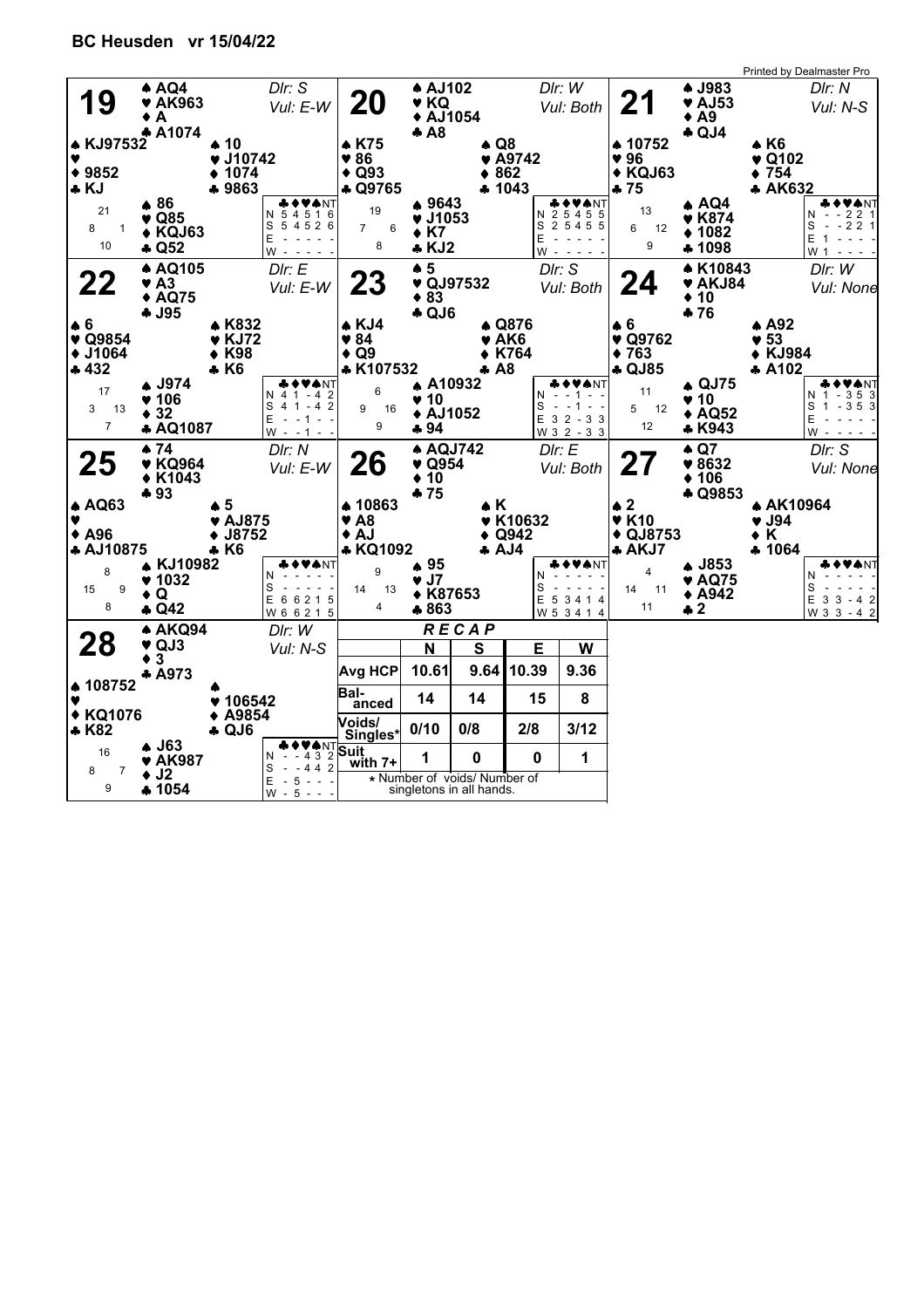# BC Heusden vr 15/04/22

Printed by Dealmaster Pro

## 19

Dlr: S
Vul: E-W

North: ♠ AQ4 ♥ AK963 ♦ A ♣ A1074
West: ♠ KJ97532 ♥ ♦ 9852 ♣ KJ
East: ♠ 10 ♥ J10742 ♦ 1074 ♣ 9863
South: ♠ 86 ♥ Q85 ♦ KQJ63 ♣ Q52

HCP: N 21, W 8, E 1, S 10

| | ♣ | ♦ | ♥ | ♠ | NT |
|---|---|---|---|---|---|
| N | 5 | 4 | 5 | 1 | 6 |
| S | 5 | 4 | 5 | 2 | 6 |
| E | - | - | - | - | - |
| W | - | - | - | - | - |

## 20

Dlr: W
Vul: Both

North: ♠ AJ102 ♥ KQ ♦ AJ1054 ♣ A8
West: ♠ K75 ♥ 86 ♦ Q93 ♣ Q9765
East: ♠ Q8 ♥ A9742 ♦ 862 ♣ 1043
South: ♠ 9643 ♥ J1053 ♦ K7 ♣ KJ2

HCP: N 19, W 7, E 6, S 8

| | ♣ | ♦ | ♥ | ♠ | NT |
|---|---|---|---|---|---|
| N | 2 | 5 | 4 | 5 | 5 |
| S | 2 | 5 | 4 | 5 | 5 |
| E | - | - | - | - | - |
| W | - | - | - | - | - |

## 21

Dlr: N
Vul: N-S

North: ♠ J983 ♥ AJ53 ♦ A9 ♣ QJ4
West: ♠ 10752 ♥ 96 ♦ KQJ63 ♣ 75
East: ♠ K6 ♥ Q102 ♦ 754 ♣ AK632
South: ♠ AQ4 ♥ K874 ♦ 1082 ♣ 1098

HCP: N 13, W 6, E 12, S 9

| | ♣ | ♦ | ♥ | ♠ | NT |
|---|---|---|---|---|---|
| N | - | - | 2 | 2 | 1 |
| S | - | - | 2 | 2 | 1 |
| E | 1 | - | - | - | - |
| W | 1 | - | - | - | - |

## 22

Dlr: E
Vul: E-W

North: ♠ AQ105 ♥ A3 ♦ AQ75 ♣ J95
West: ♠ 6 ♥ Q9854 ♦ J1064 ♣ 432
East: ♠ K832 ♥ KJ72 ♦ K98 ♣ K6
South: ♠ J974 ♥ 106 ♦ 32 ♣ AQ1087

HCP: N 17, W 3, E 13, S 7

| | ♣ | ♦ | ♥ | ♠ | NT |
|---|---|---|---|---|---|
| N | 4 | 1 | - | 4 | 2 |
| S | 4 | 1 | - | 4 | 2 |
| E | - | - | 1 | - | - |
| W | - | - | 1 | - | - |

## 23

Dlr: S
Vul: Both

North: ♠ 5 ♥ QJ97532 ♦ 83 ♣ QJ6
West: ♠ KJ4 ♥ 84 ♦ Q9 ♣ K107532
East: ♠ Q876 ♥ AK6 ♦ K764 ♣ A8
South: ♠ A10932 ♥ 10 ♦ AJ1052 ♣ 94

HCP: N 6, W 9, E 16, S 9

| | ♣ | ♦ | ♥ | ♠ | NT |
|---|---|---|---|---|---|
| N | - | - | 1 | - | - |
| S | - | - | 1 | - | - |
| E | 3 | 2 | - | 3 | 3 |
| W | 3 | 2 | - | 3 | 3 |

## 24

Dlr: W
Vul: None

North: ♠ K10843 ♥ AKJ84 ♦ 10 ♣ 76
West: ♠ 6 ♥ Q9762 ♦ 763 ♣ QJ85
East: ♠ A92 ♥ 53 ♦ KJ984 ♣ A102
South: ♠ QJ75 ♥ 10 ♦ AQ52 ♣ K943

HCP: N 11, W 5, E 12, S 12

| | ♣ | ♦ | ♥ | ♠ | NT |
|---|---|---|---|---|---|
| N | 1 | - | 3 | 5 | 3 |
| S | 1 | - | 3 | 5 | 3 |
| E | - | - | - | - | - |
| W | - | - | - | - | - |

## 25

Dlr: N
Vul: E-W

North: ♠ 74 ♥ KQ964 ♦ K1043 ♣ 93
West: ♠ AQ63 ♥ ♦ A96 ♣ AJ10875
East: ♠ 5 ♥ AJ875 ♦ J8752 ♣ K6
South: ♠ KJ10982 ♥ 1032 ♦ Q ♣ Q42

HCP: N 8, W 15, E 9, S 8

| | ♣ | ♦ | ♥ | ♠ | NT |
|---|---|---|---|---|---|
| N | - | - | - | - | - |
| S | - | - | - | - | - |
| E | 6 | 6 | 2 | 1 | 5 |
| W | 6 | 6 | 2 | 1 | 5 |

## 26

Dlr: E
Vul: Both

North: ♠ AQJ742 ♥ Q954 ♦ 10 ♣ 75
West: ♠ 10863 ♥ A8 ♦ AJ ♣ KQ1092
East: ♠ K ♥ K10632 ♦ Q942 ♣ AJ4
South: ♠ 95 ♥ J7 ♦ K87653 ♣ 863

HCP: N 9, W 14, E 13, S 4

| | ♣ | ♦ | ♥ | ♠ | NT |
|---|---|---|---|---|---|
| N | - | - | - | - | - |
| S | - | - | - | - | - |
| E | 5 | 3 | 4 | 1 | 4 |
| W | 5 | 3 | 4 | 1 | 4 |

## 27

Dlr: S
Vul: None

North: ♠ Q7 ♥ 8632 ♦ 106 ♣ Q9853
West: ♠ 2 ♥ K10 ♦ QJ8753 ♣ AKJ7
East: ♠ AK10964 ♥ J94 ♦ K ♣ 1064
South: ♠ J853 ♥ AQ75 ♦ A942 ♣ 2

HCP: N 4, W 14, E 11, S 11

| | ♣ | ♦ | ♥ | ♠ | NT |
|---|---|---|---|---|---|
| N | - | - | - | - | - |
| S | - | - | - | - | - |
| E | 3 | 3 | - | 4 | 2 |
| W | 3 | 3 | - | 4 | 2 |

## 28

Dlr: W
Vul: N-S

North: ♠ AKQ94 ♥ QJ3 ♦ 3 ♣ A973
West: ♠ 108752 ♥ ♦ KQ1076 ♣ K82
East: ♠ ♥ 106542 ♦ A9854 ♣ QJ6
South: ♠ J63 ♥ AK987 ♦ J2 ♣ 1054

HCP: N 16, W 8, E 7, S 9

| | ♣ | ♦ | ♥ | ♠ | NT |
|---|---|---|---|---|---|
| N | - | - | 4 | 3 | 2 |
| S | - | - | 4 | 4 | 2 |
| E | - | 5 | - | - | - |
| W | - | 5 | - | - | - |

## RECAP

| | N | S | E | W |
|---|---|---|---|---|
| Avg HCP | 10.61 | 9.64 | 10.39 | 9.36 |
| Balanced | 14 | 14 | 15 | 8 |
| Voids/ Singles* | 0/10 | 0/8 | 2/8 | 3/12 |
| Suit with 7+ | 1 | 0 | 0 | 1 |

\* Number of voids/ Number of singletons in all hands.